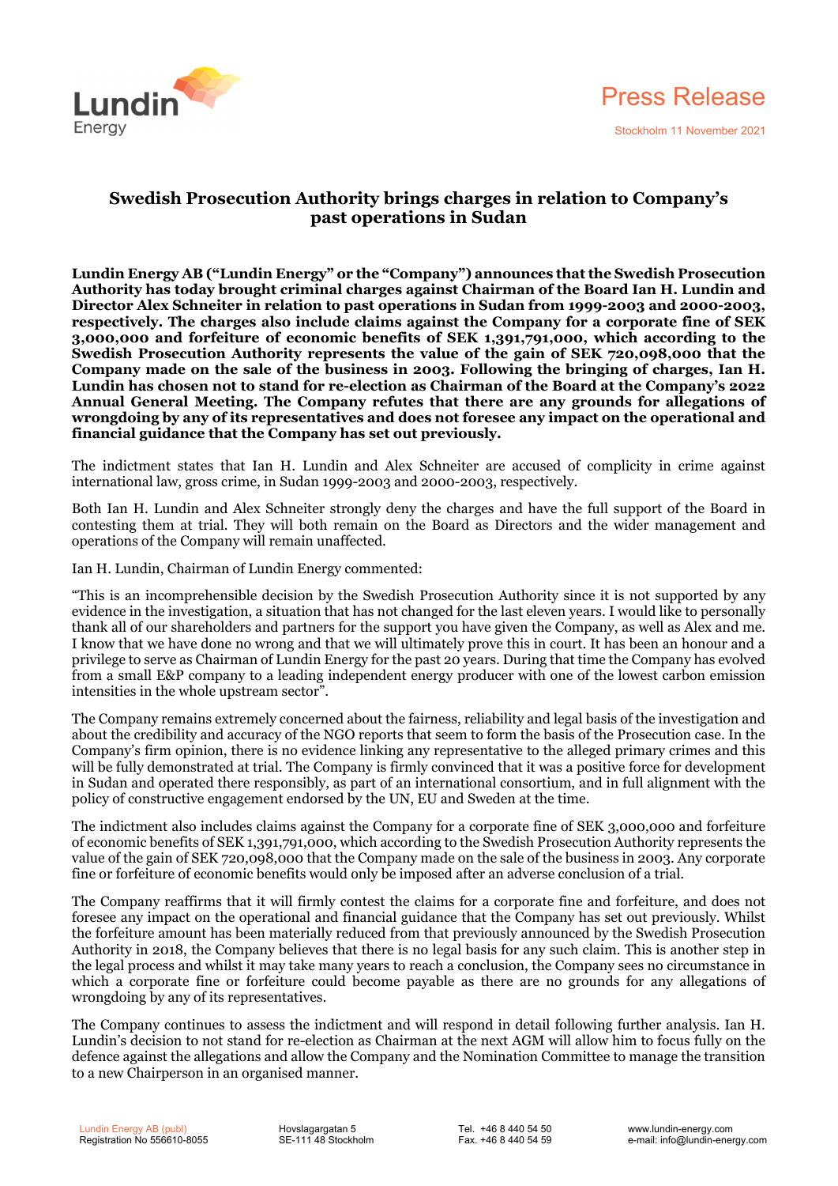Press Release

Stockholm 11 November 2021

# Swedish Prosecution Authority brings charges in relation to Company's past operations in Sudan

**Lundin Energy AB ("Lundin Energy" or the "Company") announces that the Swedish Prosecution Authority has today brought criminal charges against Chairman of the Board Ian H. Lundin and Director Alex Schneiter in relation to past operations in Sudan from 1999-2003 and 2000-2003, respectively. The charges also include claims against the Company for a corporate fine of SEK 3,000,000 and forfeiture of economic benefits of SEK 1,391,791,000, which according to the Swedish Prosecution Authority represents the value of the gain of SEK 720,098,000 that the Company made on the sale of the business in 2003. Following the bringing of charges, Ian H. Lundin has chosen not to stand for re-election as Chairman of the Board at the Company's 2022 Annual General Meeting. The Company refutes that there are any grounds for allegations of wrongdoing by any of its representatives and does not foresee any impact on the operational and financial guidance that the Company has set out previously.**

The indictment states that Ian H. Lundin and Alex Schneiter are accused of complicity in crime against international law, gross crime, in Sudan 1999-2003 and 2000-2003, respectively.

Both Ian H. Lundin and Alex Schneiter strongly deny the charges and have the full support of the Board in contesting them at trial. They will both remain on the Board as Directors and the wider management and operations of the Company will remain unaffected.

Ian H. Lundin, Chairman of Lundin Energy commented:

"This is an incomprehensible decision by the Swedish Prosecution Authority since it is not supported by any evidence in the investigation, a situation that has not changed for the last eleven years. I would like to personally thank all of our shareholders and partners for the support you have given the Company, as well as Alex and me. I know that we have done no wrong and that we will ultimately prove this in court. It has been an honour and a privilege to serve as Chairman of Lundin Energy for the past 20 years. During that time the Company has evolved from a small E&P company to a leading independent energy producer with one of the lowest carbon emission intensities in the whole upstream sector".

The Company remains extremely concerned about the fairness, reliability and legal basis of the investigation and about the credibility and accuracy of the NGO reports that seem to form the basis of the Prosecution case. In the Company's firm opinion, there is no evidence linking any representative to the alleged primary crimes and this will be fully demonstrated at trial. The Company is firmly convinced that it was a positive force for development in Sudan and operated there responsibly, as part of an international consortium, and in full alignment with the policy of constructive engagement endorsed by the UN, EU and Sweden at the time.

The indictment also includes claims against the Company for a corporate fine of SEK 3,000,000 and forfeiture of economic benefits of SEK 1,391,791,000, which according to the Swedish Prosecution Authority represents the value of the gain of SEK 720,098,000 that the Company made on the sale of the business in 2003. Any corporate fine or forfeiture of economic benefits would only be imposed after an adverse conclusion of a trial.

The Company reaffirms that it will firmly contest the claims for a corporate fine and forfeiture, and does not foresee any impact on the operational and financial guidance that the Company has set out previously. Whilst the forfeiture amount has been materially reduced from that previously announced by the Swedish Prosecution Authority in 2018, the Company believes that there is no legal basis for any such claim. This is another step in the legal process and whilst it may take many years to reach a conclusion, the Company sees no circumstance in which a corporate fine or forfeiture could become payable as there are no grounds for any allegations of wrongdoing by any of its representatives.

The Company continues to assess the indictment and will respond in detail following further analysis. Ian H. Lundin's decision to not stand for re-election as Chairman at the next AGM will allow him to focus fully on the defence against the allegations and allow the Company and the Nomination Committee to manage the transition to a new Chairperson in an organised manner.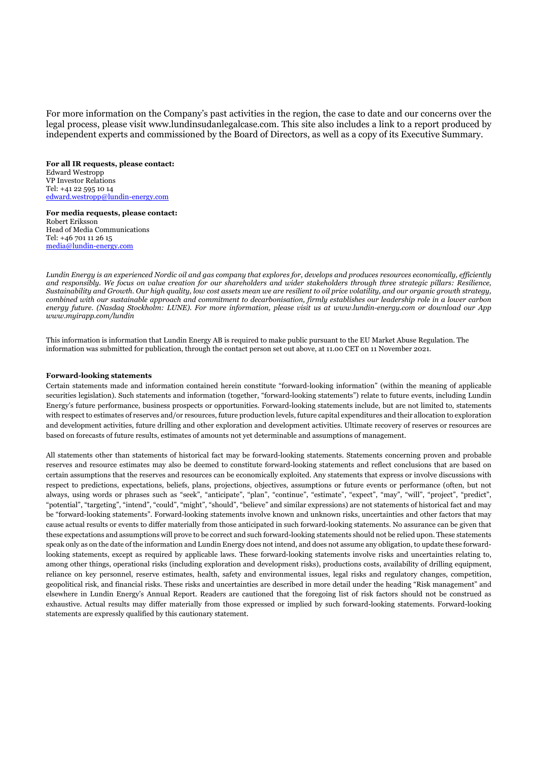For more information on the Company's past activities in the region, the case to date and our concerns over the legal process, please visit www.lundinsudanlegalcase.com. This site also includes a link to a report produced by independent experts and commissioned by the Board of Directors, as well as a copy of its Executive Summary.

**For all IR requests, please contact:**
Edward Westropp
VP Investor Relations
Tel: +41 22 595 10 14
edward.westropp@lundin-energy.com

**For media requests, please contact:**
Robert Eriksson
Head of Media Communications
Tel: +46 701 11 26 15
media@lundin-energy.com

*Lundin Energy is an experienced Nordic oil and gas company that explores for, develops and produces resources economically, efficiently and responsibly. We focus on value creation for our shareholders and wider stakeholders through three strategic pillars: Resilience, Sustainability and Growth. Our high quality, low cost assets mean we are resilient to oil price volatility, and our organic growth strategy, combined with our sustainable approach and commitment to decarbonisation, firmly establishes our leadership role in a lower carbon energy future. (Nasdaq Stockholm: LUNE). For more information, please visit us at www.lundin-energy.com or download our App www.myirapp.com/lundin*

This information is information that Lundin Energy AB is required to make public pursuant to the EU Market Abuse Regulation. The information was submitted for publication, through the contact person set out above, at 11.00 CET on 11 November 2021.

**Forward-looking statements**

Certain statements made and information contained herein constitute "forward-looking information" (within the meaning of applicable securities legislation). Such statements and information (together, "forward-looking statements") relate to future events, including Lundin Energy's future performance, business prospects or opportunities. Forward-looking statements include, but are not limited to, statements with respect to estimates of reserves and/or resources, future production levels, future capital expenditures and their allocation to exploration and development activities, future drilling and other exploration and development activities. Ultimate recovery of reserves or resources are based on forecasts of future results, estimates of amounts not yet determinable and assumptions of management.

All statements other than statements of historical fact may be forward-looking statements. Statements concerning proven and probable reserves and resource estimates may also be deemed to constitute forward-looking statements and reflect conclusions that are based on certain assumptions that the reserves and resources can be economically exploited. Any statements that express or involve discussions with respect to predictions, expectations, beliefs, plans, projections, objectives, assumptions or future events or performance (often, but not always, using words or phrases such as "seek", "anticipate", "plan", "continue", "estimate", "expect", "may", "will", "project", "predict", "potential", "targeting", "intend", "could", "might", "should", "believe" and similar expressions) are not statements of historical fact and may be "forward-looking statements". Forward-looking statements involve known and unknown risks, uncertainties and other factors that may cause actual results or events to differ materially from those anticipated in such forward-looking statements. No assurance can be given that these expectations and assumptions will prove to be correct and such forward-looking statements should not be relied upon. These statements speak only as on the date of the information and Lundin Energy does not intend, and does not assume any obligation, to update these forward-looking statements, except as required by applicable laws. These forward-looking statements involve risks and uncertainties relating to, among other things, operational risks (including exploration and development risks), productions costs, availability of drilling equipment, reliance on key personnel, reserve estimates, health, safety and environmental issues, legal risks and regulatory changes, competition, geopolitical risk, and financial risks. These risks and uncertainties are described in more detail under the heading "Risk management" and elsewhere in Lundin Energy's Annual Report. Readers are cautioned that the foregoing list of risk factors should not be construed as exhaustive. Actual results may differ materially from those expressed or implied by such forward-looking statements. Forward-looking statements are expressly qualified by this cautionary statement.